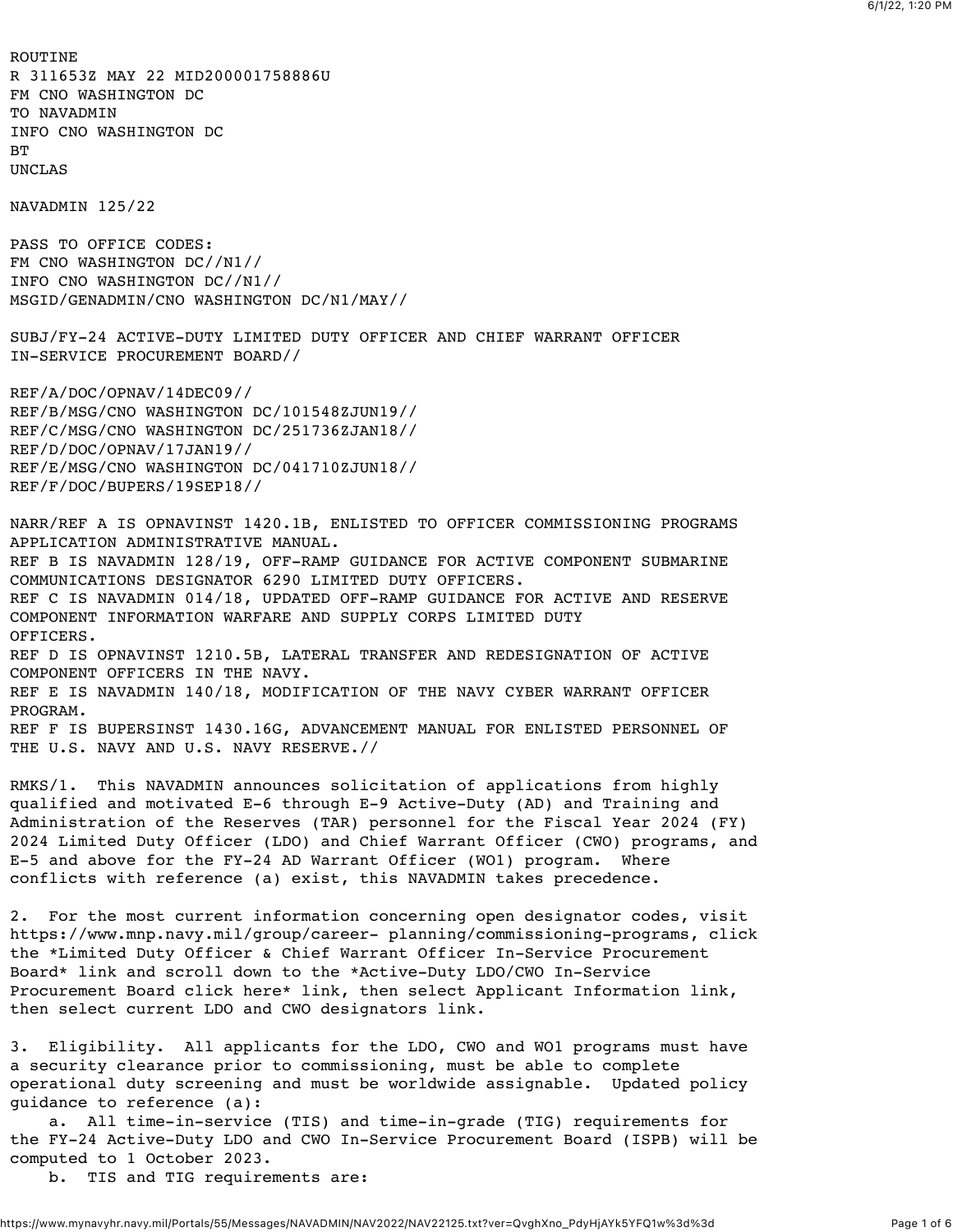ROUTINE
R 311653Z MAY 22 MID200001758886U
FM CNO WASHINGTON DC
TO NAVADMIN
INFO CNO WASHINGTON DC
BT
UNCLAS

NAVADMIN 125/22

PASS TO OFFICE CODES:
FM CNO WASHINGTON DC//N1//
INFO CNO WASHINGTON DC//N1//
MSGID/GENADMIN/CNO WASHINGTON DC/N1/MAY//

SUBJ/FY-24 ACTIVE-DUTY LIMITED DUTY OFFICER AND CHIEF WARRANT OFFICER IN-SERVICE PROCUREMENT BOARD//

REF/A/DOC/OPNAV/14DEC09//
REF/B/MSG/CNO WASHINGTON DC/101548ZJUN19//
REF/C/MSG/CNO WASHINGTON DC/251736ZJAN18//
REF/D/DOC/OPNAV/17JAN19//
REF/E/MSG/CNO WASHINGTON DC/041710ZJUN18//
REF/F/DOC/BUPERS/19SEP18//

NARR/REF A IS OPNAVINST 1420.1B, ENLISTED TO OFFICER COMMISSIONING PROGRAMS APPLICATION ADMINISTRATIVE MANUAL.
REF B IS NAVADMIN 128/19, OFF-RAMP GUIDANCE FOR ACTIVE COMPONENT SUBMARINE COMMUNICATIONS DESIGNATOR 6290 LIMITED DUTY OFFICERS.
REF C IS NAVADMIN 014/18, UPDATED OFF-RAMP GUIDANCE FOR ACTIVE AND RESERVE COMPONENT INFORMATION WARFARE AND SUPPLY CORPS LIMITED DUTY OFFICERS.
REF D IS OPNAVINST 1210.5B, LATERAL TRANSFER AND REDESIGNATION OF ACTIVE COMPONENT OFFICERS IN THE NAVY.
REF E IS NAVADMIN 140/18, MODIFICATION OF THE NAVY CYBER WARRANT OFFICER PROGRAM.
REF F IS BUPERSINST 1430.16G, ADVANCEMENT MANUAL FOR ENLISTED PERSONNEL OF THE U.S. NAVY AND U.S. NAVY RESERVE.//

RMKS/1. This NAVADMIN announces solicitation of applications from highly qualified and motivated E-6 through E-9 Active-Duty (AD) and Training and Administration of the Reserves (TAR) personnel for the Fiscal Year 2024 (FY) 2024 Limited Duty Officer (LDO) and Chief Warrant Officer (CWO) programs, and E-5 and above for the FY-24 AD Warrant Officer (WO1) program. Where conflicts with reference (a) exist, this NAVADMIN takes precedence.

2. For the most current information concerning open designator codes, visit https://www.mnp.navy.mil/group/career- planning/commissioning-programs, click the *Limited Duty Officer & Chief Warrant Officer In-Service Procurement Board* link and scroll down to the *Active-Duty LDO/CWO In-Service Procurement Board click here* link, then select Applicant Information link, then select current LDO and CWO designators link.

3. Eligibility. All applicants for the LDO, CWO and WO1 programs must have a security clearance prior to commissioning, must be able to complete operational duty screening and must be worldwide assignable. Updated policy guidance to reference (a):

a. All time-in-service (TIS) and time-in-grade (TIG) requirements for the FY-24 Active-Duty LDO and CWO In-Service Procurement Board (ISPB) will be computed to 1 October 2023.

b. TIS and TIG requirements are: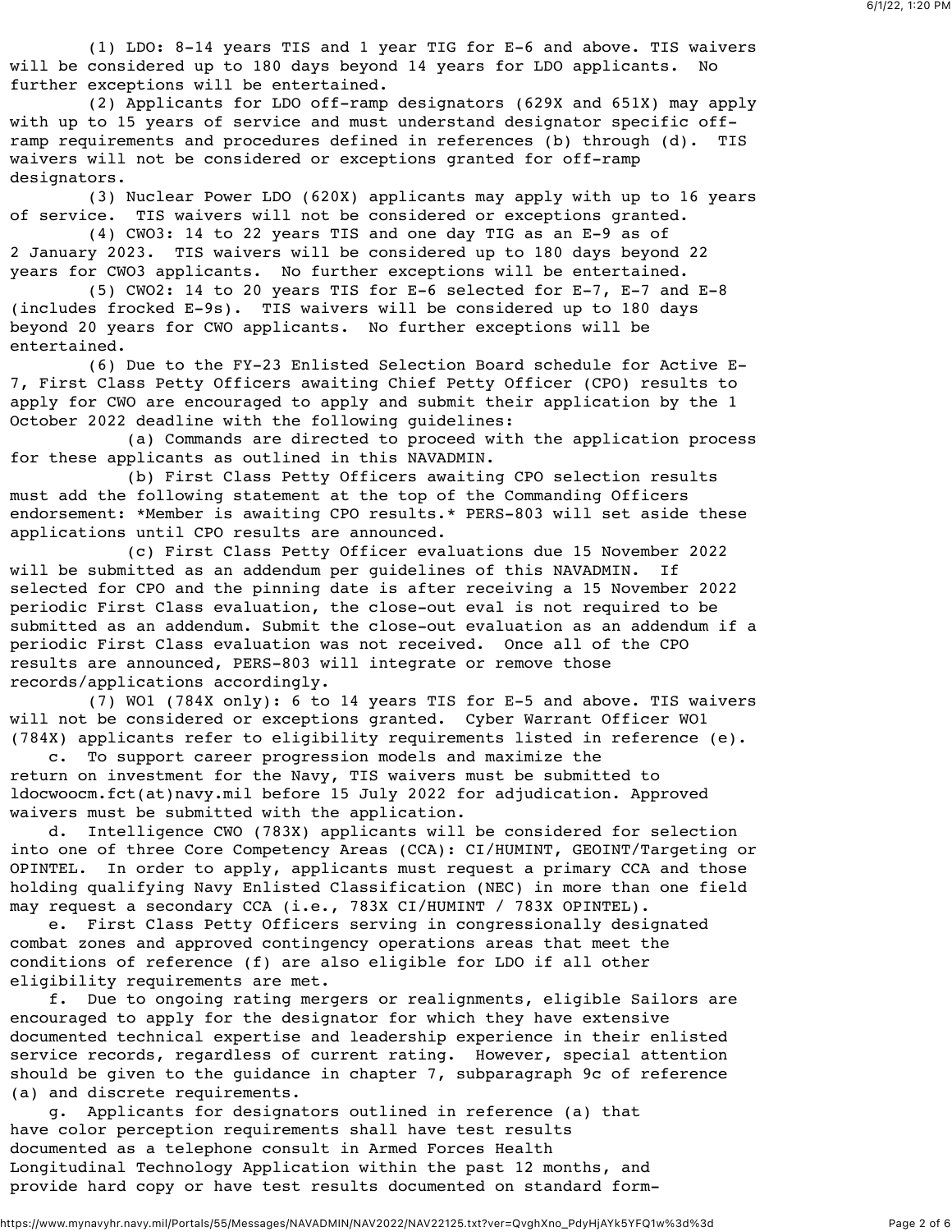(1) LDO: 8-14 years TIS and 1 year TIG for E-6 and above. TIS waivers will be considered up to 180 days beyond 14 years for LDO applicants. No further exceptions will be entertained.

(2) Applicants for LDO off-ramp designators (629X and 651X) may apply with up to 15 years of service and must understand designator specific off-ramp requirements and procedures defined in references (b) through (d). TIS waivers will not be considered or exceptions granted for off-ramp designators.

(3) Nuclear Power LDO (620X) applicants may apply with up to 16 years of service. TIS waivers will not be considered or exceptions granted.

(4) CWO3: 14 to 22 years TIS and one day TIG as an E-9 as of 2 January 2023. TIS waivers will be considered up to 180 days beyond 22 years for CWO3 applicants. No further exceptions will be entertained.

(5) CWO2: 14 to 20 years TIS for E-6 selected for E-7, E-7 and E-8 (includes frocked E-9s). TIS waivers will be considered up to 180 days beyond 20 years for CWO applicants. No further exceptions will be entertained.

(6) Due to the FY-23 Enlisted Selection Board schedule for Active E-7, First Class Petty Officers awaiting Chief Petty Officer (CPO) results to apply for CWO are encouraged to apply and submit their application by the 1 October 2022 deadline with the following guidelines:

(a) Commands are directed to proceed with the application process for these applicants as outlined in this NAVADMIN.

(b) First Class Petty Officers awaiting CPO selection results must add the following statement at the top of the Commanding Officers endorsement: *Member is awaiting CPO results.* PERS-803 will set aside these applications until CPO results are announced.

(c) First Class Petty Officer evaluations due 15 November 2022 will be submitted as an addendum per guidelines of this NAVADMIN. If selected for CPO and the pinning date is after receiving a 15 November 2022 periodic First Class evaluation, the close-out eval is not required to be submitted as an addendum. Submit the close-out evaluation as an addendum if a periodic First Class evaluation was not received. Once all of the CPO results are announced, PERS-803 will integrate or remove those records/applications accordingly.

(7) WO1 (784X only): 6 to 14 years TIS for E-5 and above. TIS waivers will not be considered or exceptions granted. Cyber Warrant Officer WO1 (784X) applicants refer to eligibility requirements listed in reference (e).

c. To support career progression models and maximize the return on investment for the Navy, TIS waivers must be submitted to ldocwoocm.fct(at)navy.mil before 15 July 2022 for adjudication. Approved waivers must be submitted with the application.

d. Intelligence CWO (783X) applicants will be considered for selection into one of three Core Competency Areas (CCA): CI/HUMINT, GEOINT/Targeting or OPINTEL. In order to apply, applicants must request a primary CCA and those holding qualifying Navy Enlisted Classification (NEC) in more than one field may request a secondary CCA (i.e., 783X CI/HUMINT / 783X OPINTEL).

e. First Class Petty Officers serving in congressionally designated combat zones and approved contingency operations areas that meet the conditions of reference (f) are also eligible for LDO if all other eligibility requirements are met.

f. Due to ongoing rating mergers or realignments, eligible Sailors are encouraged to apply for the designator for which they have extensive documented technical expertise and leadership experience in their enlisted service records, regardless of current rating. However, special attention should be given to the guidance in chapter 7, subparagraph 9c of reference (a) and discrete requirements.

g. Applicants for designators outlined in reference (a) that have color perception requirements shall have test results documented as a telephone consult in Armed Forces Health Longitudinal Technology Application within the past 12 months, and provide hard copy or have test results documented on standard form-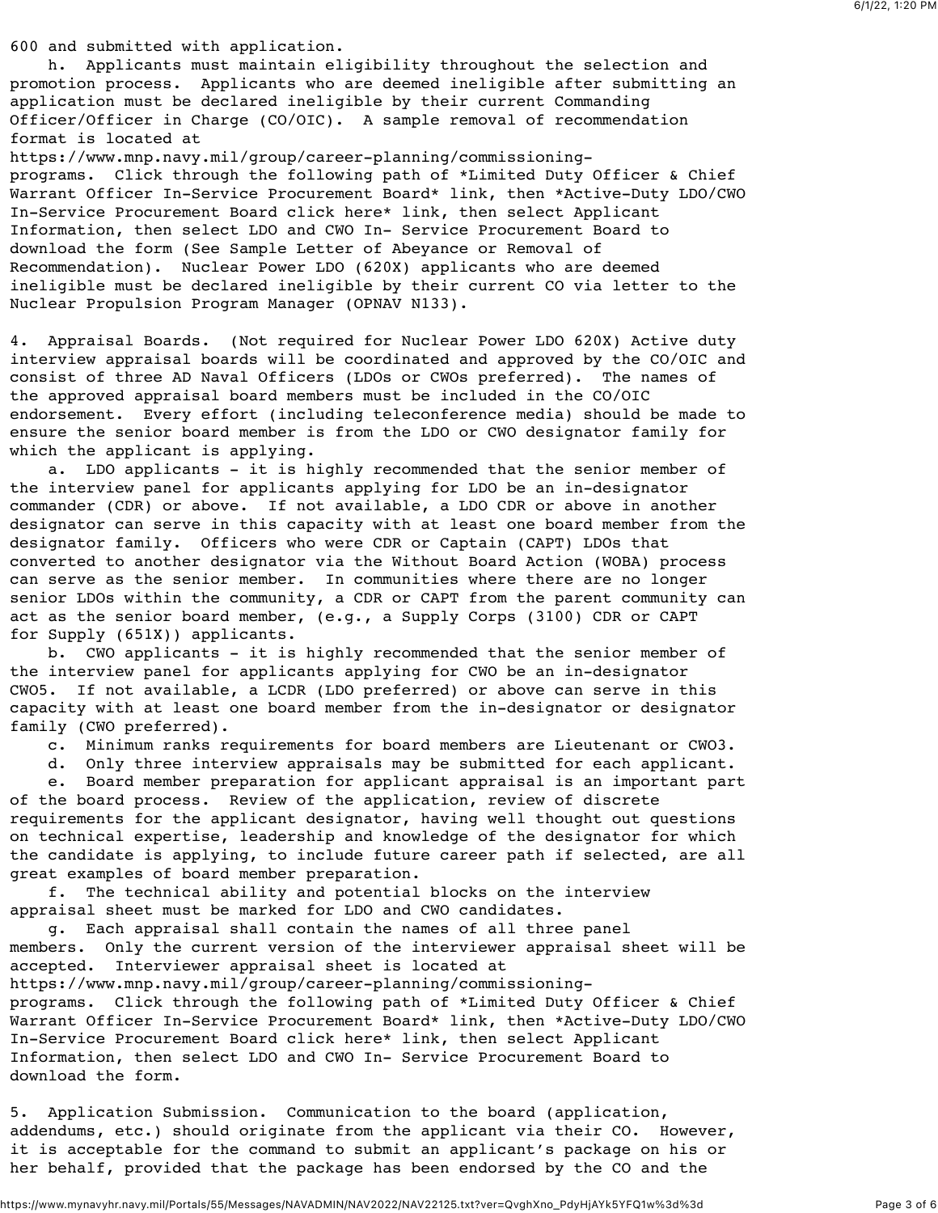600 and submitted with application.

h. Applicants must maintain eligibility throughout the selection and promotion process. Applicants who are deemed ineligible after submitting an application must be declared ineligible by their current Commanding Officer/Officer in Charge (CO/OIC). A sample removal of recommendation format is located at https://www.mnp.navy.mil/group/career-planning/commissioning-programs. Click through the following path of *Limited Duty Officer & Chief Warrant Officer In-Service Procurement Board* link, then *Active-Duty LDO/CWO In-Service Procurement Board click here* link, then select Applicant Information, then select LDO and CWO In- Service Procurement Board to download the form (See Sample Letter of Abeyance or Removal of Recommendation). Nuclear Power LDO (620X) applicants who are deemed ineligible must be declared ineligible by their current CO via letter to the Nuclear Propulsion Program Manager (OPNAV N133).

4. Appraisal Boards. (Not required for Nuclear Power LDO 620X) Active duty interview appraisal boards will be coordinated and approved by the CO/OIC and consist of three AD Naval Officers (LDOs or CWOs preferred). The names of the approved appraisal board members must be included in the CO/OIC endorsement. Every effort (including teleconference media) should be made to ensure the senior board member is from the LDO or CWO designator family for which the applicant is applying.

a. LDO applicants - it is highly recommended that the senior member of the interview panel for applicants applying for LDO be an in-designator commander (CDR) or above. If not available, a LDO CDR or above in another designator can serve in this capacity with at least one board member from the designator family. Officers who were CDR or Captain (CAPT) LDOs that converted to another designator via the Without Board Action (WOBA) process can serve as the senior member. In communities where there are no longer senior LDOs within the community, a CDR or CAPT from the parent community can act as the senior board member, (e.g., a Supply Corps (3100) CDR or CAPT for Supply (651X)) applicants.

b. CWO applicants - it is highly recommended that the senior member of the interview panel for applicants applying for CWO be an in-designator CWO5. If not available, a LCDR (LDO preferred) or above can serve in this capacity with at least one board member from the in-designator or designator family (CWO preferred).

c. Minimum ranks requirements for board members are Lieutenant or CWO3.

d. Only three interview appraisals may be submitted for each applicant.

e. Board member preparation for applicant appraisal is an important part of the board process. Review of the application, review of discrete requirements for the applicant designator, having well thought out questions on technical expertise, leadership and knowledge of the designator for which the candidate is applying, to include future career path if selected, are all great examples of board member preparation.

f. The technical ability and potential blocks on the interview appraisal sheet must be marked for LDO and CWO candidates.

g. Each appraisal shall contain the names of all three panel members. Only the current version of the interviewer appraisal sheet will be accepted. Interviewer appraisal sheet is located at https://www.mnp.navy.mil/group/career-planning/commissioning-programs. Click through the following path of *Limited Duty Officer & Chief Warrant Officer In-Service Procurement Board* link, then *Active-Duty LDO/CWO In-Service Procurement Board click here* link, then select Applicant Information, then select LDO and CWO In- Service Procurement Board to download the form.

5. Application Submission. Communication to the board (application, addendums, etc.) should originate from the applicant via their CO. However, it is acceptable for the command to submit an applicant's package on his or her behalf, provided that the package has been endorsed by the CO and the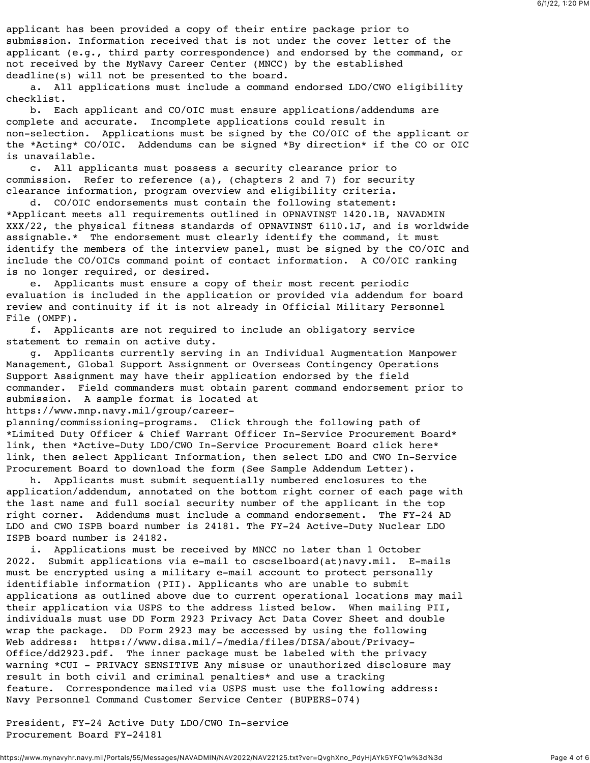applicant has been provided a copy of their entire package prior to submission. Information received that is not under the cover letter of the applicant (e.g., third party correspondence) and endorsed by the command, or not received by the MyNavy Career Center (MNCC) by the established deadline(s) will not be presented to the board.

a. All applications must include a command endorsed LDO/CWO eligibility checklist.

b. Each applicant and CO/OIC must ensure applications/addendums are complete and accurate. Incomplete applications could result in non-selection. Applications must be signed by the CO/OIC of the applicant or the *Acting* CO/OIC. Addendums can be signed *By direction* if the CO or OIC is unavailable.

c. All applicants must possess a security clearance prior to commission. Refer to reference (a), (chapters 2 and 7) for security clearance information, program overview and eligibility criteria.

d. CO/OIC endorsements must contain the following statement: *Applicant meets all requirements outlined in OPNAVINST 1420.1B, NAVADMIN XXX/22, the physical fitness standards of OPNAVINST 6110.1J, and is worldwide assignable.* The endorsement must clearly identify the command, it must identify the members of the interview panel, must be signed by the CO/OIC and include the CO/OICs command point of contact information. A CO/OIC ranking is no longer required, or desired.

e. Applicants must ensure a copy of their most recent periodic evaluation is included in the application or provided via addendum for board review and continuity if it is not already in Official Military Personnel File (OMPF).

f. Applicants are not required to include an obligatory service statement to remain on active duty.

g. Applicants currently serving in an Individual Augmentation Manpower Management, Global Support Assignment or Overseas Contingency Operations Support Assignment may have their application endorsed by the field commander. Field commanders must obtain parent command endorsement prior to submission. A sample format is located at https://www.mnp.navy.mil/group/career-planning/commissioning-programs. Click through the following path of *Limited Duty Officer & Chief Warrant Officer In-Service Procurement Board* link, then *Active-Duty LDO/CWO In-Service Procurement Board click here* link, then select Applicant Information, then select LDO and CWO In-Service Procurement Board to download the form (See Sample Addendum Letter).

h. Applicants must submit sequentially numbered enclosures to the application/addendum, annotated on the bottom right corner of each page with the last name and full social security number of the applicant in the top right corner. Addendums must include a command endorsement. The FY-24 AD LDO and CWO ISPB board number is 24181. The FY-24 Active-Duty Nuclear LDO ISPB board number is 24182.

i. Applications must be received by MNCC no later than 1 October 2022. Submit applications via e-mail to cscselboard(at)navy.mil. E-mails must be encrypted using a military e-mail account to protect personally identifiable information (PII). Applicants who are unable to submit applications as outlined above due to current operational locations may mail their application via USPS to the address listed below. When mailing PII, individuals must use DD Form 2923 Privacy Act Data Cover Sheet and double wrap the package. DD Form 2923 may be accessed by using the following Web address: https://www.disa.mil/-/media/files/DISA/about/Privacy-Office/dd2923.pdf. The inner package must be labeled with the privacy warning *CUI - PRIVACY SENSITIVE Any misuse or unauthorized disclosure may result in both civil and criminal penalties* and use a tracking feature. Correspondence mailed via USPS must use the following address:
Navy Personnel Command Customer Service Center (BUPERS-074)

President, FY-24 Active Duty LDO/CWO In-service
Procurement Board FY-24181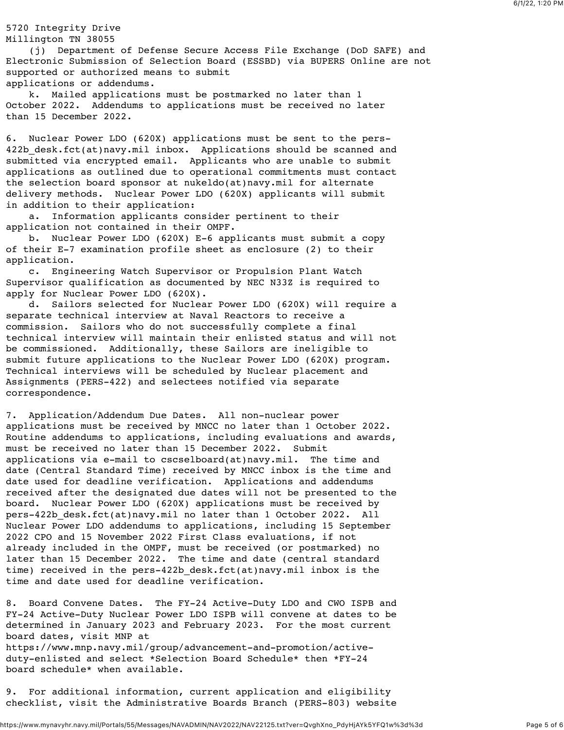5720 Integrity Drive
Millington TN 38055

(j) Department of Defense Secure Access File Exchange (DoD SAFE) and Electronic Submission of Selection Board (ESSBD) via BUPERS Online are not supported or authorized means to submit applications or addendums.

k. Mailed applications must be postmarked no later than 1 October 2022. Addendums to applications must be received no later than 15 December 2022.

6. Nuclear Power LDO (620X) applications must be sent to the pers-422b_desk.fct(at)navy.mil inbox. Applications should be scanned and submitted via encrypted email. Applicants who are unable to submit applications as outlined due to operational commitments must contact the selection board sponsor at nukeldo(at)navy.mil for alternate delivery methods. Nuclear Power LDO (620X) applicants will submit in addition to their application:

a. Information applicants consider pertinent to their application not contained in their OMPF.

b. Nuclear Power LDO (620X) E-6 applicants must submit a copy of their E-7 examination profile sheet as enclosure (2) to their application.

c. Engineering Watch Supervisor or Propulsion Plant Watch Supervisor qualification as documented by NEC N33Z is required to apply for Nuclear Power LDO (620X).

d. Sailors selected for Nuclear Power LDO (620X) will require a separate technical interview at Naval Reactors to receive a commission. Sailors who do not successfully complete a final technical interview will maintain their enlisted status and will not be commissioned. Additionally, these Sailors are ineligible to submit future applications to the Nuclear Power LDO (620X) program. Technical interviews will be scheduled by Nuclear placement and Assignments (PERS-422) and selectees notified via separate correspondence.

7. Application/Addendum Due Dates. All non-nuclear power applications must be received by MNCC no later than 1 October 2022. Routine addendums to applications, including evaluations and awards, must be received no later than 15 December 2022. Submit applications via e-mail to cscselboard(at)navy.mil. The time and date (Central Standard Time) received by MNCC inbox is the time and date used for deadline verification. Applications and addendums received after the designated due dates will not be presented to the board. Nuclear Power LDO (620X) applications must be received by pers-422b_desk.fct(at)navy.mil no later than 1 October 2022. All Nuclear Power LDO addendums to applications, including 15 September 2022 CPO and 15 November 2022 First Class evaluations, if not already included in the OMPF, must be received (or postmarked) no later than 15 December 2022. The time and date (central standard time) received in the pers-422b_desk.fct(at)navy.mil inbox is the time and date used for deadline verification.

8. Board Convene Dates. The FY-24 Active-Duty LDO and CWO ISPB and FY-24 Active-Duty Nuclear Power LDO ISPB will convene at dates to be determined in January 2023 and February 2023. For the most current board dates, visit MNP at https://www.mnp.navy.mil/group/advancement-and-promotion/active-duty-enlisted and select *Selection Board Schedule* then *FY-24 board schedule* when available.

9. For additional information, current application and eligibility checklist, visit the Administrative Boards Branch (PERS-803) website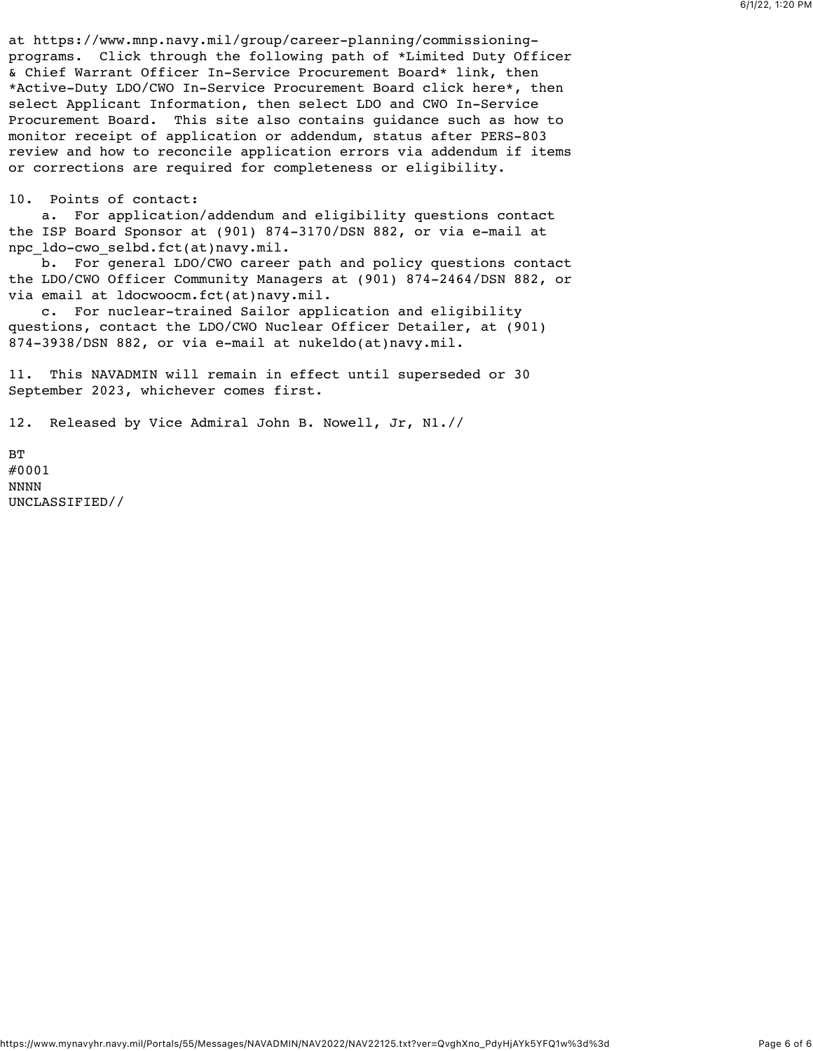at https://www.mnp.navy.mil/group/career-planning/commissioning-programs. Click through the following path of *Limited Duty Officer & Chief Warrant Officer In-Service Procurement Board* link, then *Active-Duty LDO/CWO In-Service Procurement Board click here*, then select Applicant Information, then select LDO and CWO In-Service Procurement Board. This site also contains guidance such as how to monitor receipt of application or addendum, status after PERS-803 review and how to reconcile application errors via addendum if items or corrections are required for completeness or eligibility.

10. Points of contact:

a. For application/addendum and eligibility questions contact the ISP Board Sponsor at (901) 874-3170/DSN 882, or via e-mail at npc_ldo-cwo_selbd.fct(at)navy.mil.

b. For general LDO/CWO career path and policy questions contact the LDO/CWO Officer Community Managers at (901) 874-2464/DSN 882, or via email at ldocwoocm.fct(at)navy.mil.

c. For nuclear-trained Sailor application and eligibility questions, contact the LDO/CWO Nuclear Officer Detailer, at (901) 874-3938/DSN 882, or via e-mail at nukeldo(at)navy.mil.

11. This NAVADMIN will remain in effect until superseded or 30 September 2023, whichever comes first.

12. Released by Vice Admiral John B. Nowell, Jr, N1.//

BT
#0001
NNNN
UNCLASSIFIED//